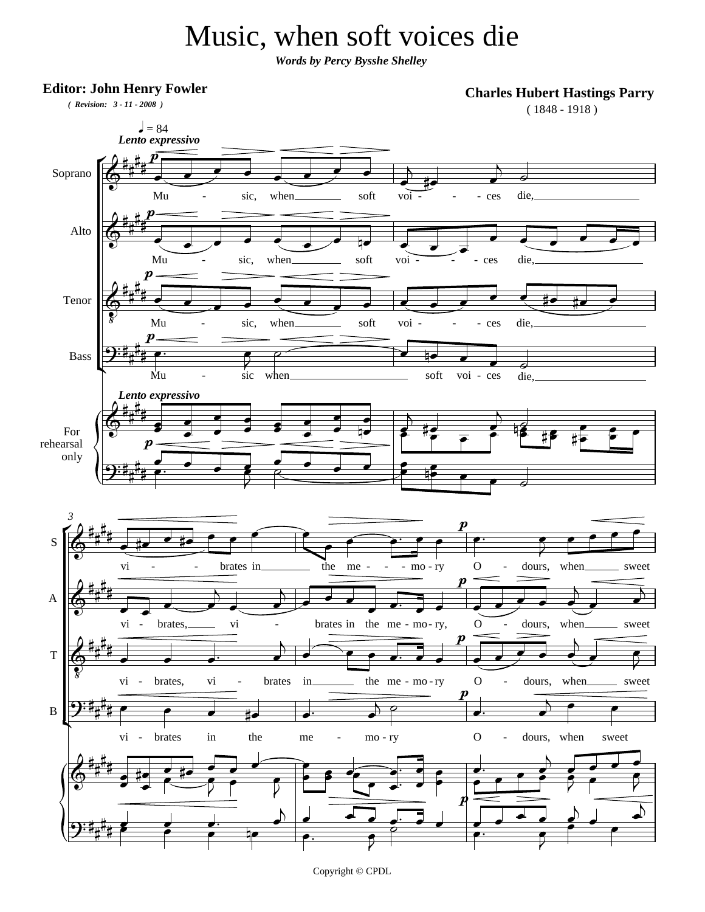# Music, when soft voices die

***Words by Percy Bysshe Shelley***

**Editor: John Henry Fowler**
*( Revision: 3 - 11 - 2008 )*

**Charles Hubert Hastings Parry**
( 1848 - 1918 )

♩ = 84
*Lento expressivo*

Soprano: Mu - sic, when soft voi - ces die,

Alto: Mu - sic, when soft voi - ces die,

Tenor: Mu - sic, when soft voi - ces die,

Bass: Mu - sic when soft voi - ces die,

For rehearsal only — *Lento expressivo*

3

S: vi - brates in the me - mo - ry O - dours, when sweet

A: vi - brates, vi - brates in the me - mo - ry, O - dours, when sweet

T: vi - brates, vi - brates in the me - mo - ry O - dours, when sweet

B: vi - brates in the me - mo - ry O - dours, when sweet

Copyright © CPDL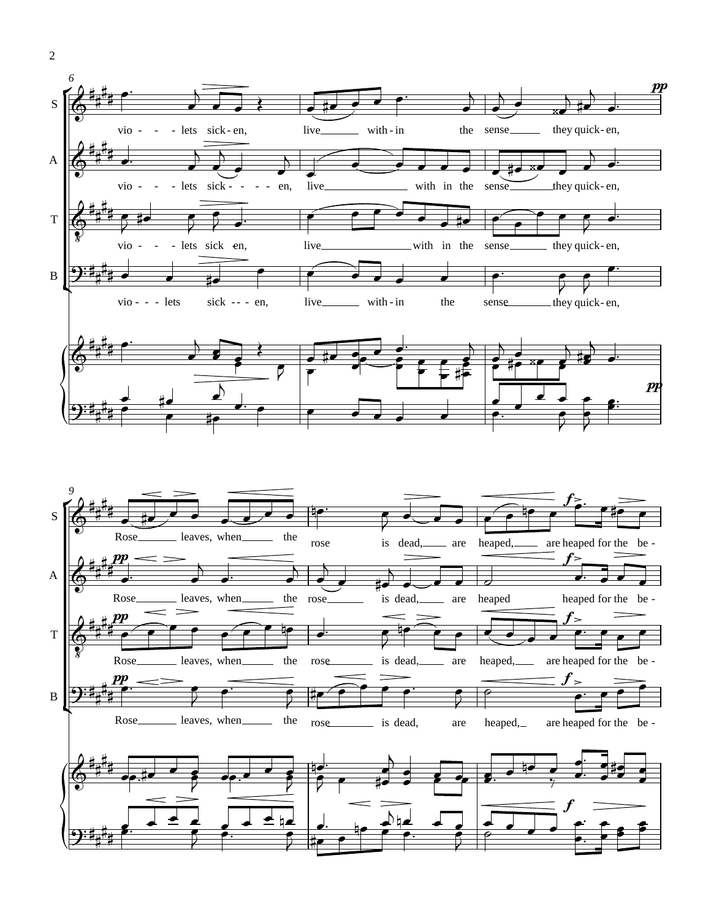S: vio - - - lets sick - en, live with - in the sense they quick - en,

A: vio - - - lets sick - - - - en, live with in the sense they quick - en,

T: vio - - - lets sick en, live with in the sense they quick - en,

B: vio - - - lets sick - - - en, live with - in the sense they quick - en,

S: Rose leaves, when the rose is dead, are heaped, are heaped for the be -

A: Rose leaves, when the rose is dead, are heaped heaped for the be -

T: Rose leaves, when the rose is dead, are heaped, are heaped for the be -

B: Rose leaves, when the rose is dead, are heaped, are heaped for the be -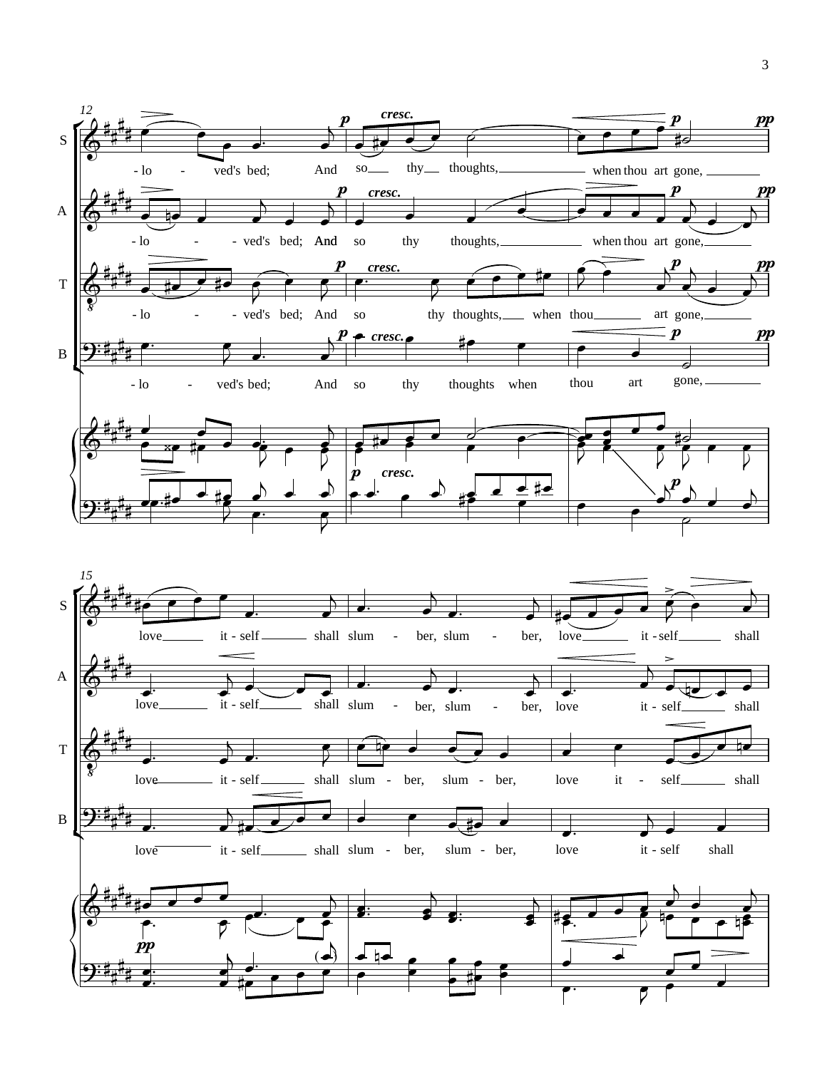12

S: -lo - ved's bed; And so thy thoughts, when thou art gone,

A: -lo - - ved's bed; And so thy thoughts, when thou art gone,

T: -lo - - ved's bed; And so thy thoughts, when thou art gone,

B: -lo - ved's bed; And so thy thoughts when thou art gone,

15

S: love it - self shall slum - ber, slum - ber, love it - self shall

A: love it - self shall slum - ber, slum - ber, love it - self shall

T: love it - self shall slum - ber, slum - ber, love it - self shall

B: love it - self shall slum - ber, slum - ber, love it - self shall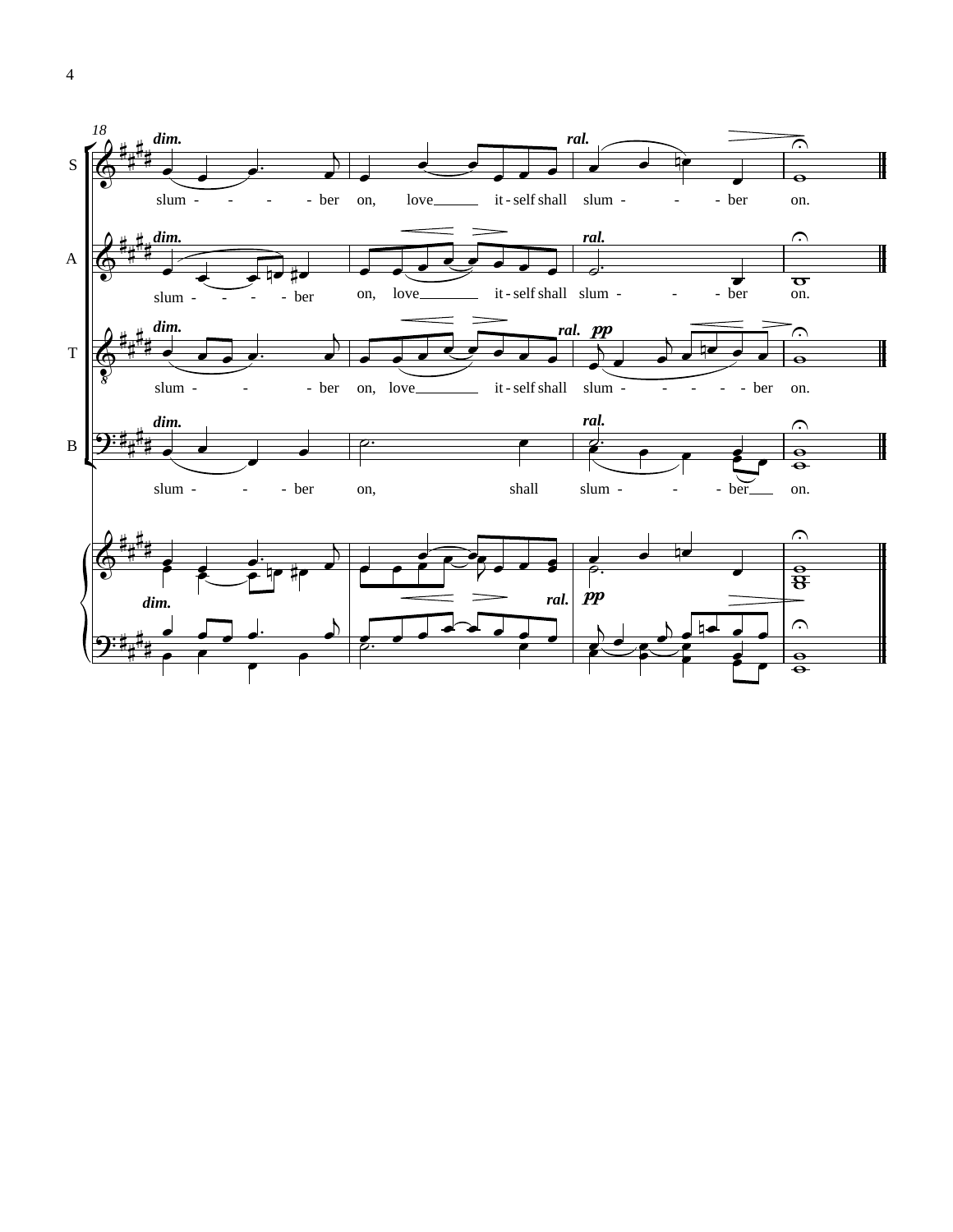18

dim. ral.

S: slum - - - - ber on, love it - self shall slum - - - ber on.

A: slum - - - - ber on, love it - self shall slum - - - ber on.

T: slum - - - ber on, love it - self shall slum - - - - - ber on.

B: slum - - - ber on, shall slum - - - ber on.

pp